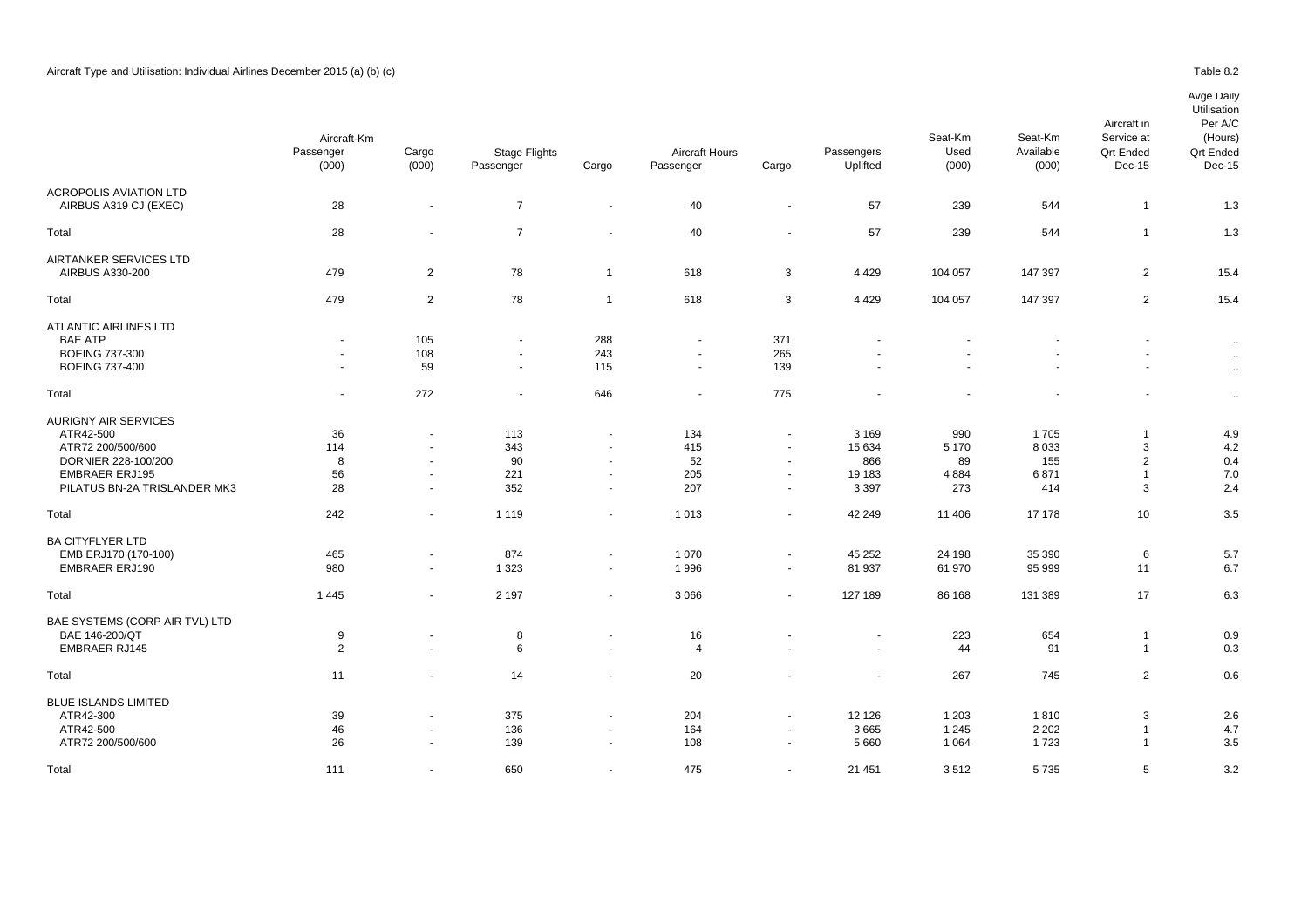Aircraft Type and Utilisation: Individual Airlines December 2015 (a) (b) (c)

Table 8.2

| | Aircraft-Km Passenger (000) | Cargo (000) | Stage Flights Passenger | Cargo | Aircraft Hours Passenger | Cargo | Passengers Uplifted | Seat-Km Used (000) | Seat-Km Available (000) | Aircraft in Service at Qrt Ended Dec-15 | Avge Daily Utilisation Per A/C (Hours) Qrt Ended Dec-15 |
|---|---|---|---|---|---|---|---|---|---|---|---|
| ACROPOLIS AVIATION LTD | | | | | | | | | | | |
| AIRBUS A319 CJ (EXEC) | 28 | - | 7 | - | 40 | - | 57 | 239 | 544 | 1 | 1.3 |
| Total | 28 | - | 7 | - | 40 | - | 57 | 239 | 544 | 1 | 1.3 |
| AIRTANKER SERVICES LTD | | | | | | | | | | | |
| AIRBUS A330-200 | 479 | 2 | 78 | 1 | 618 | 3 | 4 429 | 104 057 | 147 397 | 2 | 15.4 |
| Total | 479 | 2 | 78 | 1 | 618 | 3 | 4 429 | 104 057 | 147 397 | 2 | 15.4 |
| ATLANTIC AIRLINES LTD | | | | | | | | | | | |
| BAE ATP | - | 105 | - | 288 | - | 371 | - | - | - | - | .. |
| BOEING 737-300 | - | 108 | - | 243 | - | 265 | - | - | - | - | .. |
| BOEING 737-400 | - | 59 | - | 115 | - | 139 | - | - | - | - | .. |
| Total | - | 272 | - | 646 | - | 775 | - | - | - | - | .. |
| AURIGNY AIR SERVICES | | | | | | | | | | | |
| ATR42-500 | 36 | - | 113 | - | 134 | - | 3 169 | 990 | 1 705 | 1 | 4.9 |
| ATR72 200/500/600 | 114 | - | 343 | - | 415 | - | 15 634 | 5 170 | 8 033 | 3 | 4.2 |
| DORNIER 228-100/200 | 8 | - | 90 | - | 52 | - | 866 | 89 | 155 | 2 | 0.4 |
| EMBRAER ERJ195 | 56 | - | 221 | - | 205 | - | 19 183 | 4 884 | 6 871 | 1 | 7.0 |
| PILATUS BN-2A TRISLANDER MK3 | 28 | - | 352 | - | 207 | - | 3 397 | 273 | 414 | 3 | 2.4 |
| Total | 242 | - | 1 119 | - | 1 013 | - | 42 249 | 11 406 | 17 178 | 10 | 3.5 |
| BA CITYFLYER LTD | | | | | | | | | | | |
| EMB ERJ170 (170-100) | 465 | - | 874 | - | 1 070 | - | 45 252 | 24 198 | 35 390 | 6 | 5.7 |
| EMBRAER ERJ190 | 980 | - | 1 323 | - | 1 996 | - | 81 937 | 61 970 | 95 999 | 11 | 6.7 |
| Total | 1 445 | - | 2 197 | - | 3 066 | - | 127 189 | 86 168 | 131 389 | 17 | 6.3 |
| BAE SYSTEMS (CORP AIR TVL) LTD | | | | | | | | | | | |
| BAE 146-200/QT | 9 | - | 8 | - | 16 | - | - | 223 | 654 | 1 | 0.9 |
| EMBRAER RJ145 | 2 | - | 6 | - | 4 | - | - | 44 | 91 | 1 | 0.3 |
| Total | 11 | - | 14 | - | 20 | - | - | 267 | 745 | 2 | 0.6 |
| BLUE ISLANDS LIMITED | | | | | | | | | | | |
| ATR42-300 | 39 | - | 375 | - | 204 | - | 12 126 | 1 203 | 1 810 | 3 | 2.6 |
| ATR42-500 | 46 | - | 136 | - | 164 | - | 3 665 | 1 245 | 2 202 | 1 | 4.7 |
| ATR72 200/500/600 | 26 | - | 139 | - | 108 | - | 5 660 | 1 064 | 1 723 | 1 | 3.5 |
| Total | 111 | - | 650 | - | 475 | - | 21 451 | 3 512 | 5 735 | 5 | 3.2 |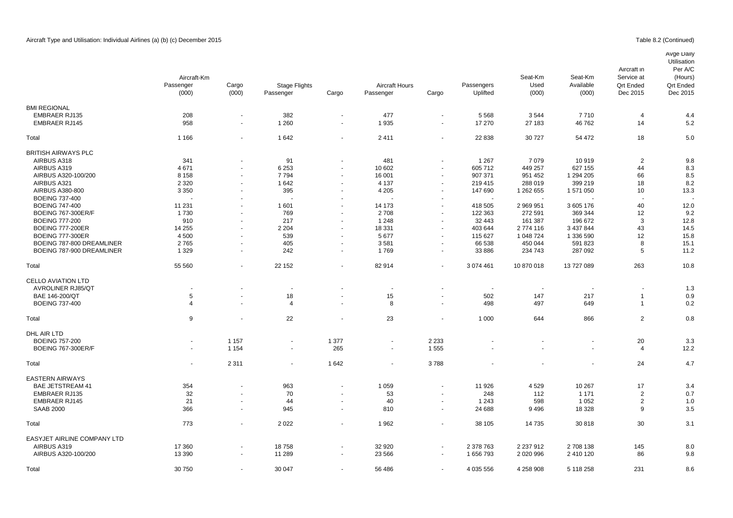Aircraft Type and Utilisation: Individual Airlines (a) (b) (c) December 2015

Table 8.2 (Continued)

| | Aircraft-Km Passenger (000) | Cargo (000) | Stage Flights Passenger | Cargo | Aircraft Hours Passenger | Cargo | Passengers Uplifted | Seat-Km Used (000) | Seat-Km Available (000) | Aircraft in Service at Qrt Ended Dec 2015 | Avge Daily Utilisation Per A/C (Hours) Qrt Ended Dec 2015 |
|---|---|---|---|---|---|---|---|---|---|---|---|
| BMI REGIONAL | | | | | | | | | | | |
| EMBRAER RJ135 | 208 | - | 382 | - | 477 | - | 5 568 | 3 544 | 7 710 | 4 | 4.4 |
| EMBRAER RJ145 | 958 | - | 1 260 | - | 1 935 | - | 17 270 | 27 183 | 46 762 | 14 | 5.2 |
| Total | 1 166 | - | 1 642 | - | 2 411 | - | 22 838 | 30 727 | 54 472 | 18 | 5.0 |
| BRITISH AIRWAYS PLC | | | | | | | | | | | |
| AIRBUS A318 | 341 | - | 91 | - | 481 | - | 1 267 | 7 079 | 10 919 | 2 | 9.8 |
| AIRBUS A319 | 4 671 | - | 6 253 | - | 10 602 | - | 605 712 | 449 257 | 627 155 | 44 | 8.3 |
| AIRBUS A320-100/200 | 8 158 | - | 7 794 | - | 16 001 | - | 907 371 | 951 452 | 1 294 205 | 66 | 8.5 |
| AIRBUS A321 | 2 320 | - | 1 642 | - | 4 137 | - | 219 415 | 288 019 | 399 219 | 18 | 8.2 |
| AIRBUS A380-800 | 3 350 | - | 395 | - | 4 205 | - | 147 690 | 1 262 655 | 1 571 050 | 10 | 13.3 |
| BOEING 737-400 | - | - | - | - | - | - | - | - | - | - | - |
| BOEING 747-400 | 11 231 | - | 1 601 | - | 14 173 | - | 418 505 | 2 969 951 | 3 605 176 | 40 | 12.0 |
| BOEING 767-300ER/F | 1 730 | - | 769 | - | 2 708 | - | 122 363 | 272 591 | 369 344 | 12 | 9.2 |
| BOEING 777-200 | 910 | - | 217 | - | 1 248 | - | 32 443 | 161 387 | 196 672 | 3 | 12.8 |
| BOEING 777-200ER | 14 255 | - | 2 204 | - | 18 331 | - | 403 644 | 2 774 116 | 3 437 844 | 43 | 14.5 |
| BOEING 777-300ER | 4 500 | - | 539 | - | 5 677 | - | 115 627 | 1 048 724 | 1 336 590 | 12 | 15.8 |
| BOEING 787-800 DREAMLINER | 2 765 | - | 405 | - | 3 581 | - | 66 538 | 450 044 | 591 823 | 8 | 15.1 |
| BOEING 787-900 DREAMLINER | 1 329 | - | 242 | - | 1 769 | - | 33 886 | 234 743 | 287 092 | 5 | 11.2 |
| Total | 55 560 | - | 22 152 | - | 82 914 | - | 3 074 461 | 10 870 018 | 13 727 089 | 263 | 10.8 |
| CELLO AVIATION LTD | | | | | | | | | | | |
| AVROLINER RJ85/QT | - | - | - | - | - | - | - | - | - | - | 1.3 |
| BAE 146-200/QT | 5 | - | 18 | - | 15 | - | 502 | 147 | 217 | 1 | 0.9 |
| BOEING 737-400 | 4 | - | 4 | - | 8 | - | 498 | 497 | 649 | 1 | 0.2 |
| Total | 9 | - | 22 | - | 23 | - | 1 000 | 644 | 866 | 2 | 0.8 |
| DHL AIR LTD | | | | | | | | | | | |
| BOEING 757-200 | - | 1 157 | - | 1 377 | - | 2 233 | - | - | - | 20 | 3.3 |
| BOEING 767-300ER/F | - | 1 154 | - | 265 | - | 1 555 | - | - | - | 4 | 12.2 |
| Total | - | 2 311 | - | 1 642 | - | 3 788 | - | - | - | 24 | 4.7 |
| EASTERN AIRWAYS | | | | | | | | | | | |
| BAE JETSTREAM 41 | 354 | - | 963 | - | 1 059 | - | 11 926 | 4 529 | 10 267 | 17 | 3.4 |
| EMBRAER RJ135 | 32 | - | 70 | - | 53 | - | 248 | 112 | 1 171 | 2 | 0.7 |
| EMBRAER RJ145 | 21 | - | 44 | - | 40 | - | 1 243 | 598 | 1 052 | 2 | 1.0 |
| SAAB 2000 | 366 | - | 945 | - | 810 | - | 24 688 | 9 496 | 18 328 | 9 | 3.5 |
| Total | 773 | - | 2 022 | - | 1 962 | - | 38 105 | 14 735 | 30 818 | 30 | 3.1 |
| EASYJET AIRLINE COMPANY LTD | | | | | | | | | | | |
| AIRBUS A319 | 17 360 | - | 18 758 | - | 32 920 | - | 2 378 763 | 2 237 912 | 2 708 138 | 145 | 8.0 |
| AIRBUS A320-100/200 | 13 390 | - | 11 289 | - | 23 566 | - | 1 656 793 | 2 020 996 | 2 410 120 | 86 | 9.8 |
| Total | 30 750 | - | 30 047 | - | 56 486 | - | 4 035 556 | 4 258 908 | 5 118 258 | 231 | 8.6 |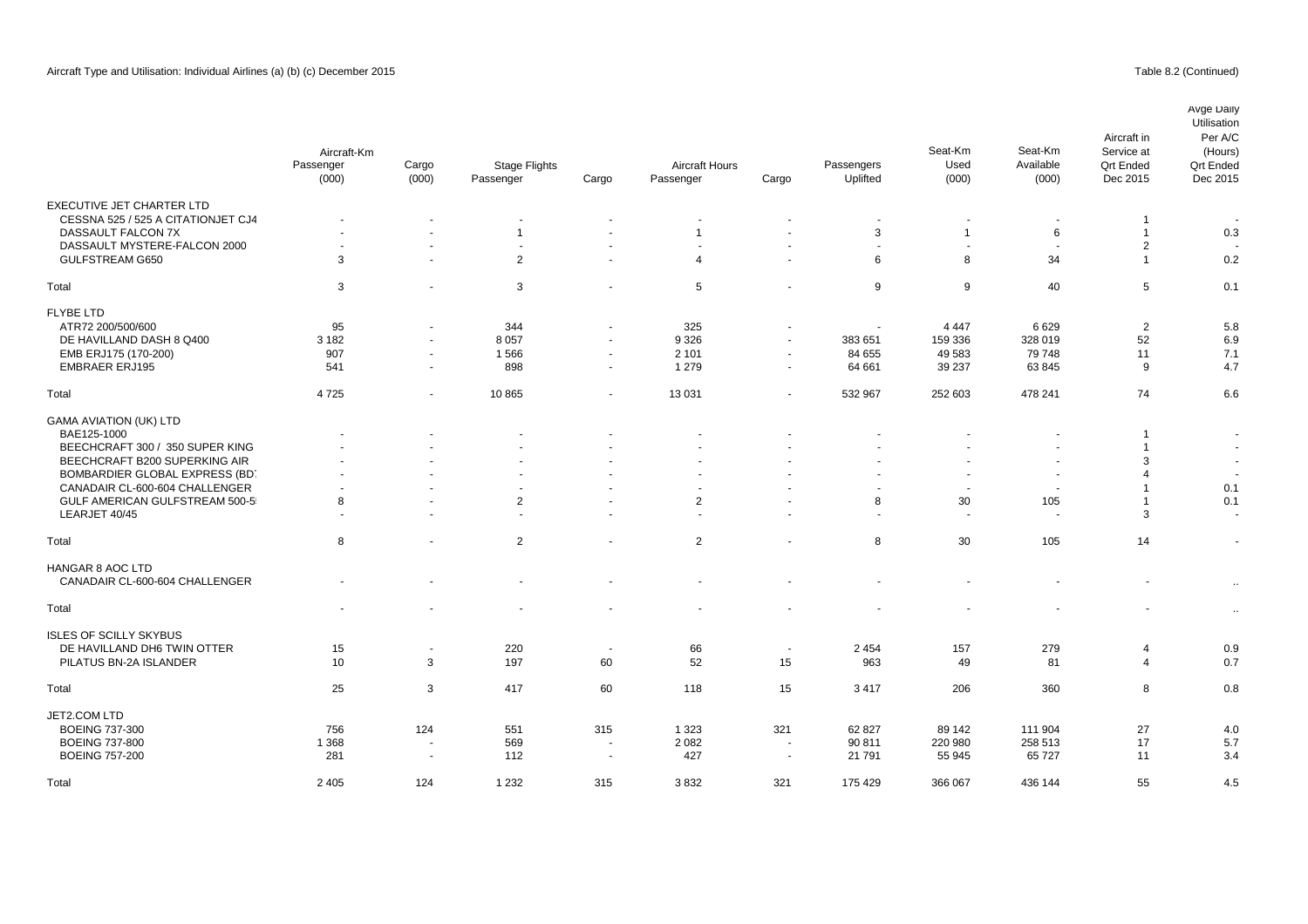Aircraft Type and Utilisation: Individual Airlines (a) (b) (c) December 2015

Table 8.2 (Continued)

| | Aircraft-Km Passenger (000) | Cargo (000) | Stage Flights Passenger | Cargo | Aircraft Hours Passenger | Cargo | Passengers Uplifted | Seat-Km Used (000) | Seat-Km Available (000) | Aircraft in Service at Qrt Ended Dec 2015 | Avge Daily Utilisation Per A/C (Hours) Qrt Ended Dec 2015 |
|---|---|---|---|---|---|---|---|---|---|---|---|
| EXECUTIVE JET CHARTER LTD | | | | | | | | | | | |
| CESSNA 525 / 525 A CITATIONJET CJ4 | - | - | - | - | - | - | - | - | - | 1 | - |
| DASSAULT FALCON 7X | - | - | 1 | - | 1 | - | 3 | 1 | 6 | 1 | 0.3 |
| DASSAULT MYSTERE-FALCON 2000 | - | - | - | - | - | - | - | - | - | 2 | - |
| GULFSTREAM G650 | 3 | - | 2 | - | 4 | - | 6 | 8 | 34 | 1 | 0.2 |
| Total | 3 | - | 3 | - | 5 | - | 9 | 9 | 40 | 5 | 0.1 |
| FLYBE LTD | | | | | | | | | | | |
| ATR72 200/500/600 | 95 | - | 344 | - | 325 | - | - | 4 447 | 6 629 | 2 | 5.8 |
| DE HAVILLAND DASH 8 Q400 | 3 182 | - | 8 057 | - | 9 326 | - | 383 651 | 159 336 | 328 019 | 52 | 6.9 |
| EMB ERJ175 (170-200) | 907 | - | 1 566 | - | 2 101 | - | 84 655 | 49 583 | 79 748 | 11 | 7.1 |
| EMBRAER ERJ195 | 541 | - | 898 | - | 1 279 | - | 64 661 | 39 237 | 63 845 | 9 | 4.7 |
| Total | 4 725 | - | 10 865 | - | 13 031 | - | 532 967 | 252 603 | 478 241 | 74 | 6.6 |
| GAMA AVIATION (UK) LTD | | | | | | | | | | | |
| BAE125-1000 | - | - | - | - | - | - | - | - | - | 1 | - |
| BEECHCRAFT 300 / 350 SUPER KING | - | - | - | - | - | - | - | - | - | 1 | - |
| BEECHCRAFT B200 SUPERKING AIR | - | - | - | - | - | - | - | - | - | 3 | - |
| BOMBARDIER GLOBAL EXPRESS (BD | - | - | - | - | - | - | - | - | - | 4 | - |
| CANADAIR CL-600-604 CHALLENGER | - | - | - | - | - | - | - | - | - | 1 | 0.1 |
| GULF AMERICAN GULFSTREAM 500-5 | 8 | - | 2 | - | 2 | - | 8 | 30 | 105 | 1 | 0.1 |
| LEARJET 40/45 | - | - | - | - | - | - | - | - | - | 3 | - |
| Total | 8 | - | 2 | - | 2 | - | 8 | 30 | 105 | 14 | - |
| HANGAR 8 AOC LTD | | | | | | | | | | | |
| CANADAIR CL-600-604 CHALLENGER | - | - | - | - | - | - | - | - | - | - | .. |
| Total | - | - | - | - | - | - | - | - | - | - | .. |
| ISLES OF SCILLY SKYBUS | | | | | | | | | | | |
| DE HAVILLAND DH6 TWIN OTTER | 15 | - | 220 | - | 66 | - | 2 454 | 157 | 279 | 4 | 0.9 |
| PILATUS BN-2A ISLANDER | 10 | 3 | 197 | 60 | 52 | 15 | 963 | 49 | 81 | 4 | 0.7 |
| Total | 25 | 3 | 417 | 60 | 118 | 15 | 3 417 | 206 | 360 | 8 | 0.8 |
| JET2.COM LTD | | | | | | | | | | | |
| BOEING 737-300 | 756 | 124 | 551 | 315 | 1 323 | 321 | 62 827 | 89 142 | 111 904 | 27 | 4.0 |
| BOEING 737-800 | 1 368 | - | 569 | - | 2 082 | - | 90 811 | 220 980 | 258 513 | 17 | 5.7 |
| BOEING 757-200 | 281 | - | 112 | - | 427 | - | 21 791 | 55 945 | 65 727 | 11 | 3.4 |
| Total | 2 405 | 124 | 1 232 | 315 | 3 832 | 321 | 175 429 | 366 067 | 436 144 | 55 | 4.5 |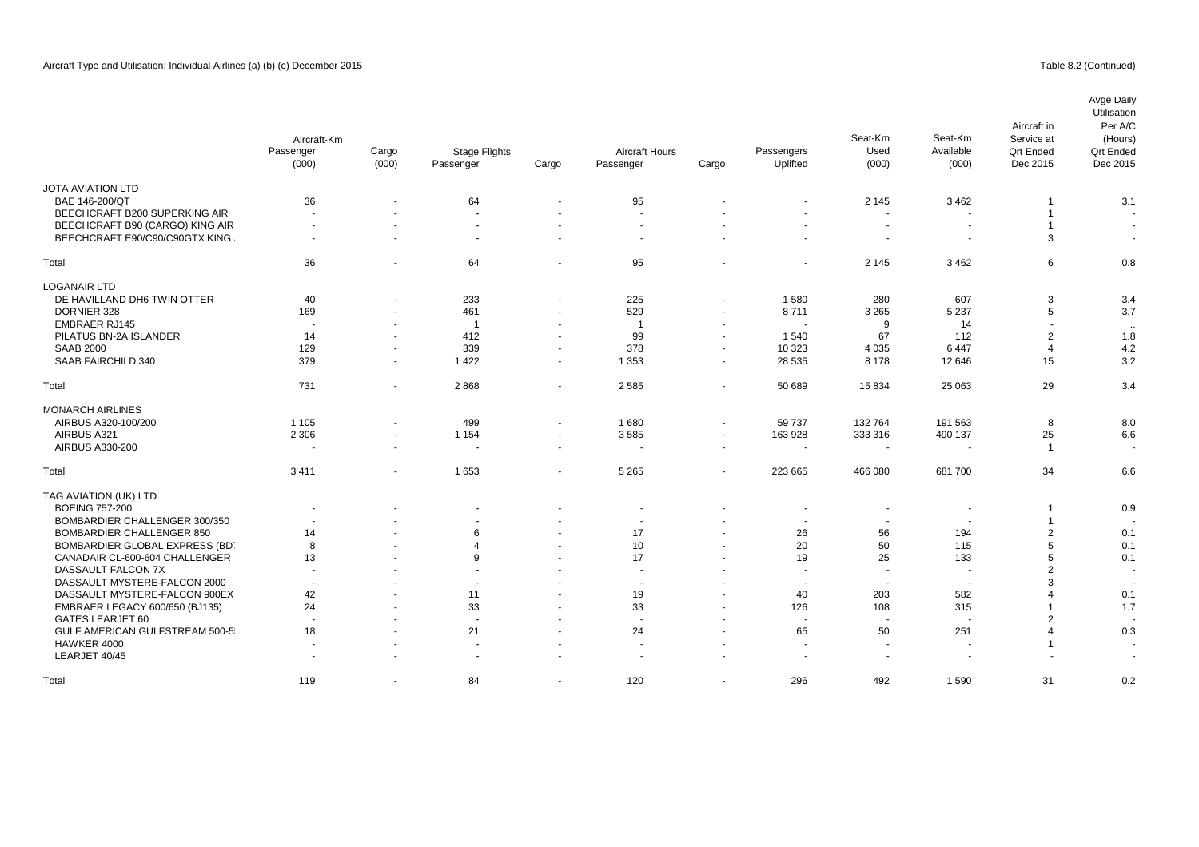Aircraft Type and Utilisation: Individual Airlines (a) (b) (c) December 2015

Table 8.2 (Continued)

| | Aircraft-Km Passenger (000) | Cargo (000) | Stage Flights Passenger | Cargo | Aircraft Hours Passenger | Cargo | Passengers Uplifted | Seat-Km Used (000) | Seat-Km Available (000) | Aircraft in Service at Qrt Ended Dec 2015 | Avge Daily Utilisation Per A/C (Hours) Qrt Ended Dec 2015 |
|---|---|---|---|---|---|---|---|---|---|---|---|
| JOTA AVIATION LTD | | | | | | | | | | | |
| BAE 146-200/QT | 36 | - | 64 | - | 95 | - | - | 2 145 | 3 462 | 1 | 3.1 |
| BEECHCRAFT B200 SUPERKING AIR | - | - | - | - | - | - | - | - | - | 1 | - |
| BEECHCRAFT B90 (CARGO) KING AIR | - | - | - | - | - | - | - | - | - | 1 | - |
| BEECHCRAFT E90/C90/C90GTX KING . | - | - | - | - | - | - | - | - | - | 3 | - |
| Total | 36 | - | 64 | - | 95 | - | - | 2 145 | 3 462 | 6 | 0.8 |
| LOGANAIR LTD | | | | | | | | | | | |
| DE HAVILLAND DH6 TWIN OTTER | 40 | - | 233 | - | 225 | - | 1 580 | 280 | 607 | 3 | 3.4 |
| DORNIER 328 | 169 | - | 461 | - | 529 | - | 8 711 | 3 265 | 5 237 | 5 | 3.7 |
| EMBRAER RJ145 | - | - | 1 | - | 1 | - | - | 9 | 14 | - | .. |
| PILATUS BN-2A ISLANDER | 14 | - | 412 | - | 99 | - | 1 540 | 67 | 112 | 2 | 1.8 |
| SAAB 2000 | 129 | - | 339 | - | 378 | - | 10 323 | 4 035 | 6 447 | 4 | 4.2 |
| SAAB FAIRCHILD 340 | 379 | - | 1 422 | - | 1 353 | - | 28 535 | 8 178 | 12 646 | 15 | 3.2 |
| Total | 731 | - | 2 868 | - | 2 585 | - | 50 689 | 15 834 | 25 063 | 29 | 3.4 |
| MONARCH AIRLINES | | | | | | | | | | | |
| AIRBUS A320-100/200 | 1 105 | - | 499 | - | 1 680 | - | 59 737 | 132 764 | 191 563 | 8 | 8.0 |
| AIRBUS A321 | 2 306 | - | 1 154 | - | 3 585 | - | 163 928 | 333 316 | 490 137 | 25 | 6.6 |
| AIRBUS A330-200 | - | - | - | - | - | - | - | - | - | 1 | - |
| Total | 3 411 | - | 1 653 | - | 5 265 | - | 223 665 | 466 080 | 681 700 | 34 | 6.6 |
| TAG AVIATION (UK) LTD | | | | | | | | | | | |
| BOEING 757-200 | - | - | - | - | - | - | - | - | - | 1 | 0.9 |
| BOMBARDIER CHALLENGER 300/350 | - | - | - | - | - | - | - | - | - | 1 | - |
| BOMBARDIER CHALLENGER 850 | 14 | - | 6 | - | 17 | - | 26 | 56 | 194 | 2 | 0.1 |
| BOMBARDIER GLOBAL EXPRESS (BD | 8 | - | 4 | - | 10 | - | 20 | 50 | 115 | 5 | 0.1 |
| CANADAIR CL-600-604 CHALLENGER | 13 | - | 9 | - | 17 | - | 19 | 25 | 133 | 5 | 0.1 |
| DASSAULT FALCON 7X | - | - | - | - | - | - | - | - | - | 2 | - |
| DASSAULT MYSTERE-FALCON 2000 | - | - | - | - | - | - | - | - | - | 3 | - |
| DASSAULT MYSTERE-FALCON 900EX | 42 | - | 11 | - | 19 | - | 40 | 203 | 582 | 4 | 0.1 |
| EMBRAER LEGACY 600/650 (BJ135) | 24 | - | 33 | - | 33 | - | 126 | 108 | 315 | 1 | 1.7 |
| GATES LEARJET 60 | - | - | - | - | - | - | - | - | - | 2 | - |
| GULF AMERICAN GULFSTREAM 500-5 | 18 | - | 21 | - | 24 | - | 65 | 50 | 251 | 4 | 0.3 |
| HAWKER 4000 | - | - | - | - | - | - | - | - | - | 1 | - |
| LEARJET 40/45 | - | - | - | - | - | - | - | - | - | - | - |
| Total | 119 | - | 84 | - | 120 | - | 296 | 492 | 1 590 | 31 | 0.2 |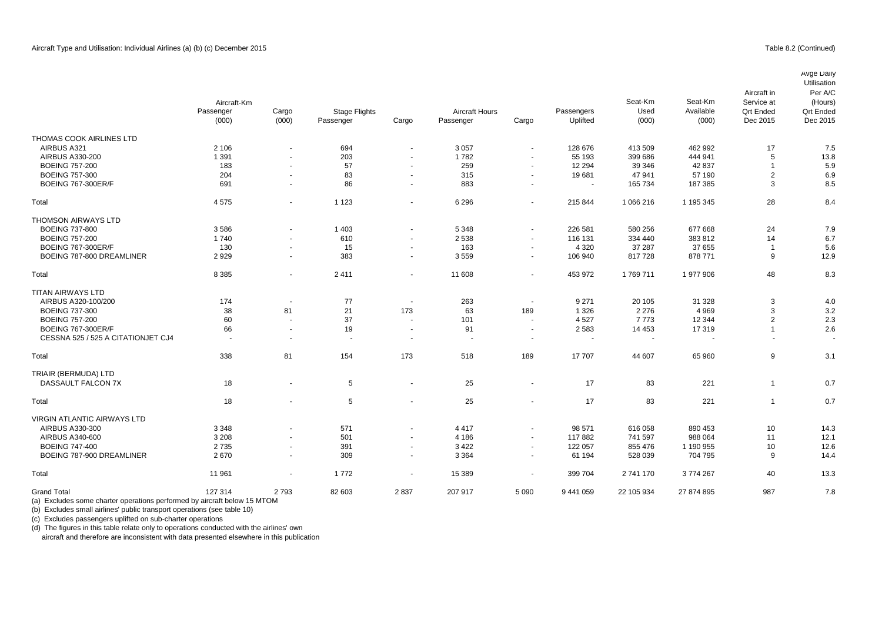Aircraft Type and Utilisation: Individual Airlines (a) (b) (c) December 2015

Table 8.2 (Continued)

| | Aircraft-Km Passenger (000) | Cargo (000) | Stage Flights Passenger | Cargo | Aircraft Hours Passenger | Cargo | Passengers Uplifted | Seat-Km Used (000) | Seat-Km Available (000) | Aircraft in Service at Qrt Ended Dec 2015 | Avge Daily Utilisation Per A/C (Hours) Qrt Ended Dec 2015 |
|---|---|---|---|---|---|---|---|---|---|---|---|
| THOMAS COOK AIRLINES LTD | | | | | | | | | | | |
| AIRBUS A321 | 2 106 | - | 694 | - | 3 057 | - | 128 676 | 413 509 | 462 992 | 17 | 7.5 |
| AIRBUS A330-200 | 1 391 | - | 203 | - | 1 782 | - | 55 193 | 399 686 | 444 941 | 5 | 13.8 |
| BOEING 757-200 | 183 | - | 57 | - | 259 | - | 12 294 | 39 346 | 42 837 | 1 | 5.9 |
| BOEING 757-300 | 204 | - | 83 | - | 315 | - | 19 681 | 47 941 | 57 190 | 2 | 6.9 |
| BOEING 767-300ER/F | 691 | - | 86 | - | 883 | - | - | 165 734 | 187 385 | 3 | 8.5 |
| Total | 4 575 | - | 1 123 | - | 6 296 | - | 215 844 | 1 066 216 | 1 195 345 | 28 | 8.4 |
| THOMSON AIRWAYS LTD | | | | | | | | | | | |
| BOEING 737-800 | 3 586 | - | 1 403 | - | 5 348 | - | 226 581 | 580 256 | 677 668 | 24 | 7.9 |
| BOEING 757-200 | 1 740 | - | 610 | - | 2 538 | - | 116 131 | 334 440 | 383 812 | 14 | 6.7 |
| BOEING 767-300ER/F | 130 | - | 15 | - | 163 | - | 4 320 | 37 287 | 37 655 | 1 | 5.6 |
| BOEING 787-800 DREAMLINER | 2 929 | - | 383 | - | 3 559 | - | 106 940 | 817 728 | 878 771 | 9 | 12.9 |
| Total | 8 385 | - | 2 411 | - | 11 608 | - | 453 972 | 1 769 711 | 1 977 906 | 48 | 8.3 |
| TITAN AIRWAYS LTD | | | | | | | | | | | |
| AIRBUS A320-100/200 | 174 | - | 77 | - | 263 | - | 9 271 | 20 105 | 31 328 | 3 | 4.0 |
| BOEING 737-300 | 38 | 81 | 21 | 173 | 63 | 189 | 1 326 | 2 276 | 4 969 | 3 | 3.2 |
| BOEING 757-200 | 60 | - | 37 | - | 101 | - | 4 527 | 7 773 | 12 344 | 2 | 2.3 |
| BOEING 767-300ER/F | 66 | - | 19 | - | 91 | - | 2 583 | 14 453 | 17 319 | 1 | 2.6 |
| CESSNA 525 / 525 A CITATIONJET CJ4 | - | - | - | - | - | - | - | - | - | - | - |
| Total | 338 | 81 | 154 | 173 | 518 | 189 | 17 707 | 44 607 | 65 960 | 9 | 3.1 |
| TRIAIR (BERMUDA) LTD | | | | | | | | | | | |
| DASSAULT FALCON 7X | 18 | - | 5 | - | 25 | - | 17 | 83 | 221 | 1 | 0.7 |
| Total | 18 | - | 5 | - | 25 | - | 17 | 83 | 221 | 1 | 0.7 |
| VIRGIN ATLANTIC AIRWAYS LTD | | | | | | | | | | | |
| AIRBUS A330-300 | 3 348 | - | 571 | - | 4 417 | - | 98 571 | 616 058 | 890 453 | 10 | 14.3 |
| AIRBUS A340-600 | 3 208 | - | 501 | - | 4 186 | - | 117 882 | 741 597 | 988 064 | 11 | 12.1 |
| BOEING 747-400 | 2 735 | - | 391 | - | 3 422 | - | 122 057 | 855 476 | 1 190 955 | 10 | 12.6 |
| BOEING 787-900 DREAMLINER | 2 670 | - | 309 | - | 3 364 | - | 61 194 | 528 039 | 704 795 | 9 | 14.4 |
| Total | 11 961 | - | 1 772 | - | 15 389 | - | 399 704 | 2 741 170 | 3 774 267 | 40 | 13.3 |
| Grand Total | 127 314 | 2 793 | 82 603 | 2 837 | 207 917 | 5 090 | 9 441 059 | 22 105 934 | 27 874 895 | 987 | 7.8 |

(a) Excludes some charter operations performed by aircraft below 15 MTOM

(b) Excludes small airlines' public transport operations (see table 10)

(c) Excludes passengers uplifted on sub-charter operations

(d) The figures in this table relate only to operations conducted with the airlines' own aircraft and therefore are inconsistent with data presented elsewhere in this publication